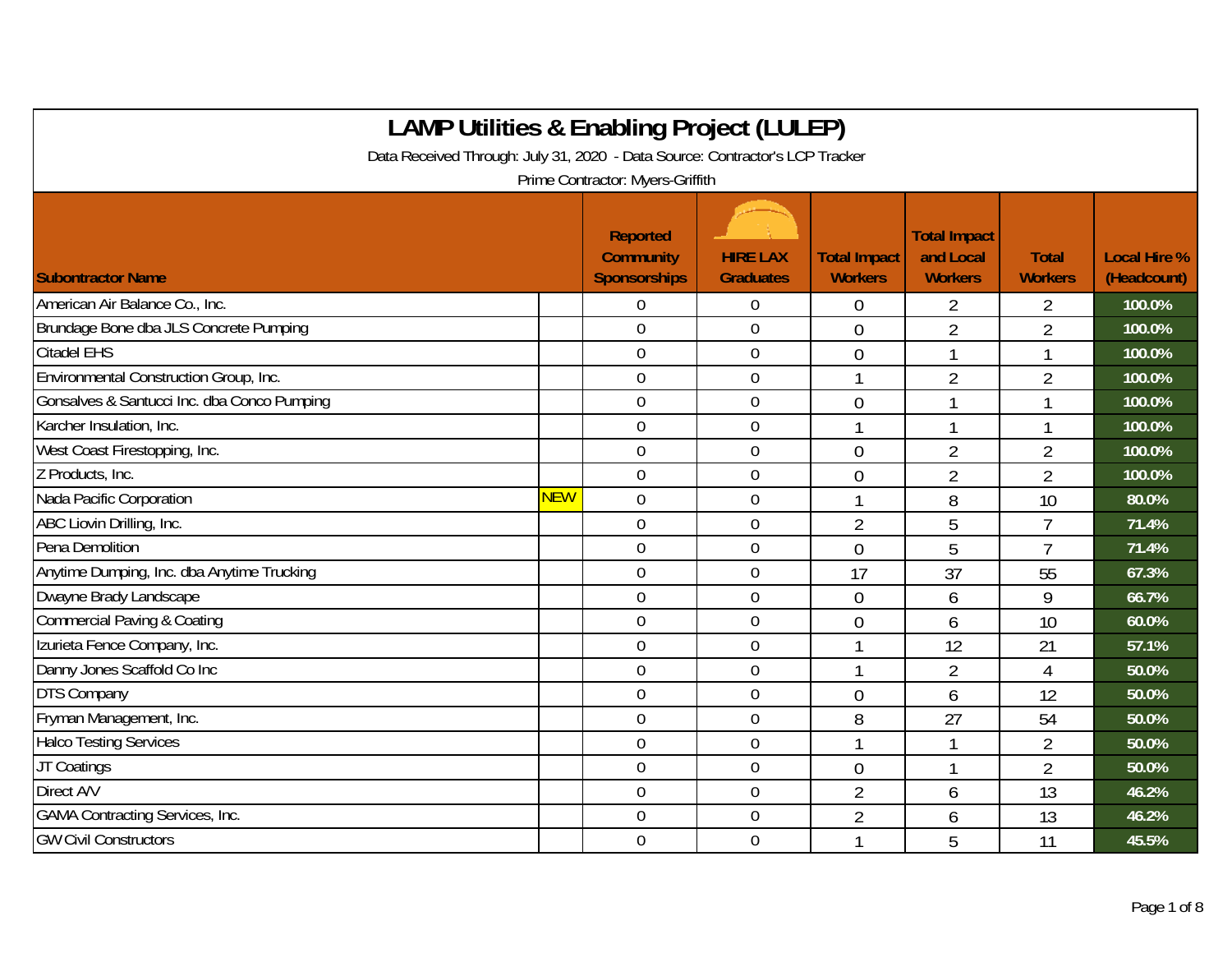# LAMP Utilities & Enabling Project (LULEP)

Data Received Through: July 31, 2020 - Data Source: Contractor's LCP Tracker

Prime Contractor: Myers-Griffith

| Subontractor Name | | Reported Community Sponsorships | HIRE LAX Graduates | Total Impact Workers | Total Impact and Local Workers | Total Workers | Local Hire % (Headcount) |
|---|---|---|---|---|---|---|---|
| American Air Balance Co., Inc. | | 0 | 0 | 0 | 2 | 2 | 100.0% |
| Brundage Bone dba JLS Concrete Pumping | | 0 | 0 | 0 | 2 | 2 | 100.0% |
| Citadel EHS | | 0 | 0 | 0 | 1 | 1 | 100.0% |
| Environmental Construction Group, Inc. | | 0 | 0 | 1 | 2 | 2 | 100.0% |
| Gonsalves & Santucci Inc. dba Conco Pumping | | 0 | 0 | 0 | 1 | 1 | 100.0% |
| Karcher Insulation, Inc. | | 0 | 0 | 1 | 1 | 1 | 100.0% |
| West Coast Firestopping, Inc. | | 0 | 0 | 0 | 2 | 2 | 100.0% |
| Z Products, Inc. | | 0 | 0 | 0 | 2 | 2 | 100.0% |
| Nada Pacific Corporation | NEW | 0 | 0 | 1 | 8 | 10 | 80.0% |
| ABC Liovin Drilling, Inc. | | 0 | 0 | 2 | 5 | 7 | 71.4% |
| Pena Demolition | | 0 | 0 | 0 | 5 | 7 | 71.4% |
| Anytime Dumping, Inc. dba Anytime Trucking | | 0 | 0 | 17 | 37 | 55 | 67.3% |
| Dwayne Brady Landscape | | 0 | 0 | 0 | 6 | 9 | 66.7% |
| Commercial Paving & Coating | | 0 | 0 | 0 | 6 | 10 | 60.0% |
| Izurieta Fence Company, Inc. | | 0 | 0 | 1 | 12 | 21 | 57.1% |
| Danny Jones Scaffold Co Inc | | 0 | 0 | 1 | 2 | 4 | 50.0% |
| DTS Company | | 0 | 0 | 0 | 6 | 12 | 50.0% |
| Fryman Management, Inc. | | 0 | 0 | 8 | 27 | 54 | 50.0% |
| Halco Testing Services | | 0 | 0 | 1 | 1 | 2 | 50.0% |
| JT Coatings | | 0 | 0 | 0 | 1 | 2 | 50.0% |
| Direct A/V | | 0 | 0 | 2 | 6 | 13 | 46.2% |
| GAMA Contracting Services, Inc. | | 0 | 0 | 2 | 6 | 13 | 46.2% |
| GW Civil Constructors | | 0 | 0 | 1 | 5 | 11 | 45.5% |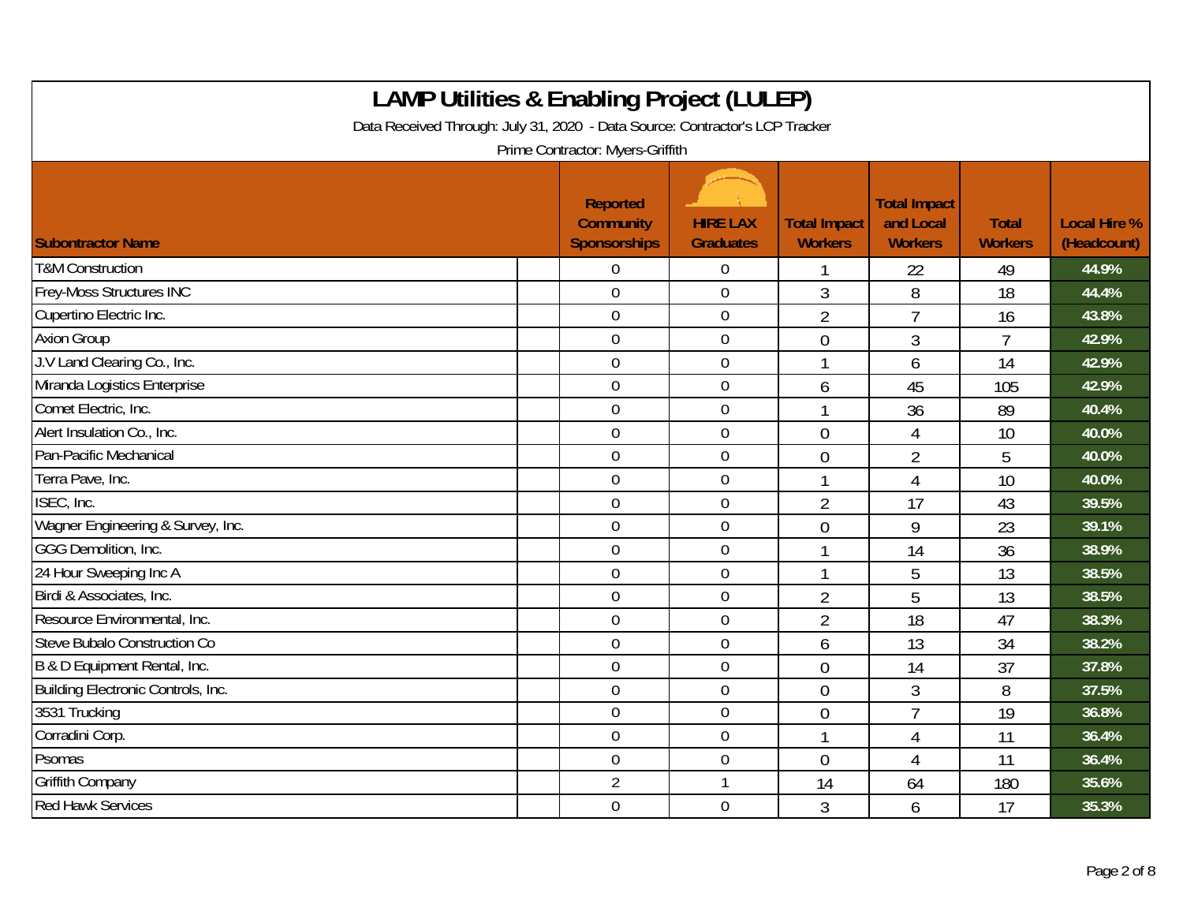# LAMP Utilities & Enabling Project (LULEP)

Data Received Through: July 31, 2020 - Data Source: Contractor's LCP Tracker

Prime Contractor: Myers-Griffith

| Subontractor Name | Reported Community Sponsorships | HIRE LAX Graduates | Total Impact Workers | Total Impact and Local Workers | Total Workers | Local Hire % (Headcount) |
|---|---|---|---|---|---|---|
| T&M Construction | 0 | 0 | 1 | 22 | 49 | 44.9% |
| Frey-Moss Structures INC | 0 | 0 | 3 | 8 | 18 | 44.4% |
| Cupertino Electric Inc. | 0 | 0 | 2 | 7 | 16 | 43.8% |
| Axion Group | 0 | 0 | 0 | 3 | 7 | 42.9% |
| J.V Land Clearing Co., Inc. | 0 | 0 | 1 | 6 | 14 | 42.9% |
| Miranda Logistics Enterprise | 0 | 0 | 6 | 45 | 105 | 42.9% |
| Comet Electric, Inc. | 0 | 0 | 1 | 36 | 89 | 40.4% |
| Alert Insulation Co., Inc. | 0 | 0 | 0 | 4 | 10 | 40.0% |
| Pan-Pacific Mechanical | 0 | 0 | 0 | 2 | 5 | 40.0% |
| Terra Pave, Inc. | 0 | 0 | 1 | 4 | 10 | 40.0% |
| ISEC, Inc. | 0 | 0 | 2 | 17 | 43 | 39.5% |
| Wagner Engineering & Survey, Inc. | 0 | 0 | 0 | 9 | 23 | 39.1% |
| GGG Demolition, Inc. | 0 | 0 | 1 | 14 | 36 | 38.9% |
| 24 Hour Sweeping Inc A | 0 | 0 | 1 | 5 | 13 | 38.5% |
| Birdi & Associates, Inc. | 0 | 0 | 2 | 5 | 13 | 38.5% |
| Resource Environmental, Inc. | 0 | 0 | 2 | 18 | 47 | 38.3% |
| Steve Bubalo Construction Co | 0 | 0 | 6 | 13 | 34 | 38.2% |
| B & D Equipment Rental, Inc. | 0 | 0 | 0 | 14 | 37 | 37.8% |
| Building Electronic Controls, Inc. | 0 | 0 | 0 | 3 | 8 | 37.5% |
| 3531 Trucking | 0 | 0 | 0 | 7 | 19 | 36.8% |
| Corradini Corp. | 0 | 0 | 1 | 4 | 11 | 36.4% |
| Psomas | 0 | 0 | 0 | 4 | 11 | 36.4% |
| Griffith Company | 2 | 1 | 14 | 64 | 180 | 35.6% |
| Red Hawk Services | 0 | 0 | 3 | 6 | 17 | 35.3% |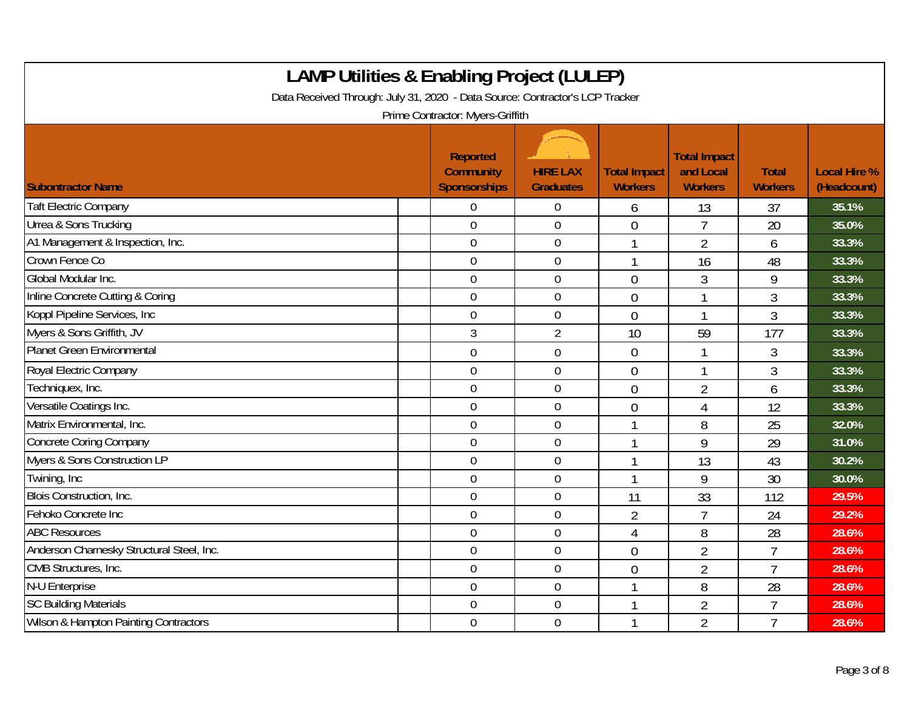# LAMP Utilities & Enabling Project (LULEP)

Data Received Through: July 31, 2020 - Data Source: Contractor's LCP Tracker

Prime Contractor: Myers-Griffith

| Subontractor Name | Reported Community Sponsorships | HIRE LAX Graduates | Total Impact Workers | Total Impact and Local Workers | Total Workers | Local Hire % (Headcount) |
|---|---|---|---|---|---|---|
| Taft Electric Company | 0 | 0 | 6 | 13 | 37 | 35.1% |
| Urrea & Sons Trucking | 0 | 0 | 0 | 7 | 20 | 35.0% |
| A1 Management & Inspection, Inc. | 0 | 0 | 1 | 2 | 6 | 33.3% |
| Crown Fence Co | 0 | 0 | 1 | 16 | 48 | 33.3% |
| Global Modular Inc. | 0 | 0 | 0 | 3 | 9 | 33.3% |
| Inline Concrete Cutting & Coring | 0 | 0 | 0 | 1 | 3 | 33.3% |
| Koppl Pipeline Services, Inc | 0 | 0 | 0 | 1 | 3 | 33.3% |
| Myers & Sons Griffith, JV | 3 | 2 | 10 | 59 | 177 | 33.3% |
| Planet Green Environmental | 0 | 0 | 0 | 1 | 3 | 33.3% |
| Royal Electric Company | 0 | 0 | 0 | 1 | 3 | 33.3% |
| Techniquex, Inc. | 0 | 0 | 0 | 2 | 6 | 33.3% |
| Versatile Coatings Inc. | 0 | 0 | 0 | 4 | 12 | 33.3% |
| Matrix Environmental, Inc. | 0 | 0 | 1 | 8 | 25 | 32.0% |
| Concrete Coring Company | 0 | 0 | 1 | 9 | 29 | 31.0% |
| Myers & Sons Construction LP | 0 | 0 | 1 | 13 | 43 | 30.2% |
| Twining, Inc | 0 | 0 | 1 | 9 | 30 | 30.0% |
| Blois Construction, Inc. | 0 | 0 | 11 | 33 | 112 | 29.5% |
| Fehoko Concrete Inc | 0 | 0 | 2 | 7 | 24 | 29.2% |
| ABC Resources | 0 | 0 | 4 | 8 | 28 | 28.6% |
| Anderson Charnesky Structural Steel, Inc. | 0 | 0 | 0 | 2 | 7 | 28.6% |
| CMB Structures, Inc. | 0 | 0 | 0 | 2 | 7 | 28.6% |
| N-U Enterprise | 0 | 0 | 1 | 8 | 28 | 28.6% |
| SC Building Materials | 0 | 0 | 1 | 2 | 7 | 28.6% |
| Wilson & Hampton Painting Contractors | 0 | 0 | 1 | 2 | 7 | 28.6% |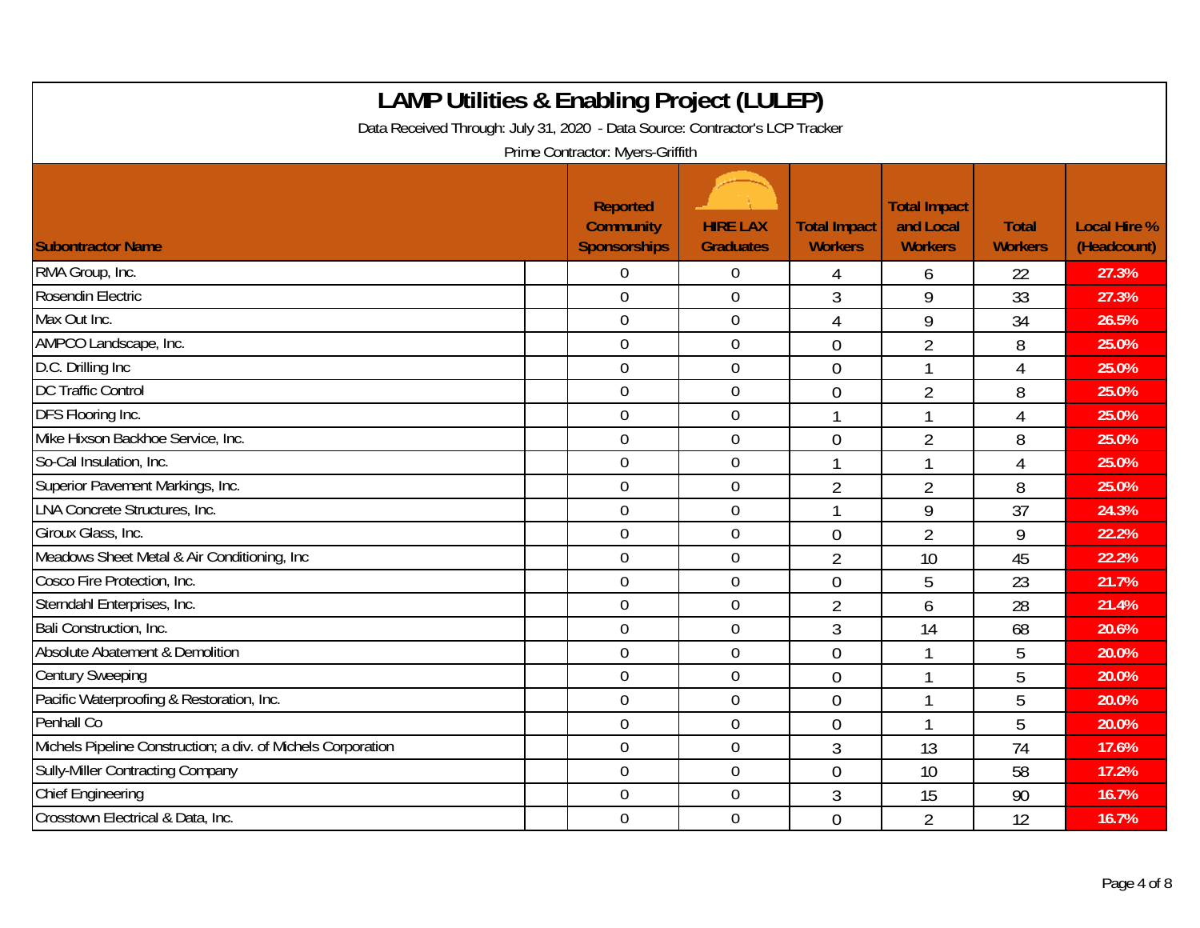# LAMP Utilities & Enabling Project (LULEP)

Data Received Through: July 31, 2020 - Data Source: Contractor's LCP Tracker

Prime Contractor: Myers-Griffith

| Subontractor Name | Reported Community Sponsorships | HIRE LAX Graduates | Total Impact Workers | Total Impact and Local Workers | Total Workers | Local Hire % (Headcount) |
|---|---|---|---|---|---|---|
| RMA Group, Inc. | 0 | 0 | 4 | 6 | 22 | 27.3% |
| Rosendin Electric | 0 | 0 | 3 | 9 | 33 | 27.3% |
| Max Out Inc. | 0 | 0 | 4 | 9 | 34 | 26.5% |
| AMPCO Landscape, Inc. | 0 | 0 | 0 | 2 | 8 | 25.0% |
| D.C. Drilling Inc | 0 | 0 | 0 | 1 | 4 | 25.0% |
| DC Traffic Control | 0 | 0 | 0 | 2 | 8 | 25.0% |
| DFS Flooring Inc. | 0 | 0 | 1 | 1 | 4 | 25.0% |
| Mike Hixson Backhoe Service, Inc. | 0 | 0 | 0 | 2 | 8 | 25.0% |
| So-Cal Insulation, Inc. | 0 | 0 | 1 | 1 | 4 | 25.0% |
| Superior Pavement Markings, Inc. | 0 | 0 | 2 | 2 | 8 | 25.0% |
| LNA Concrete Structures, Inc. | 0 | 0 | 1 | 9 | 37 | 24.3% |
| Giroux Glass, Inc. | 0 | 0 | 0 | 2 | 9 | 22.2% |
| Meadows Sheet Metal & Air Conditioning, Inc | 0 | 0 | 2 | 10 | 45 | 22.2% |
| Cosco Fire Protection, Inc. | 0 | 0 | 0 | 5 | 23 | 21.7% |
| Sterndahl Enterprises, Inc. | 0 | 0 | 2 | 6 | 28 | 21.4% |
| Bali Construction, Inc. | 0 | 0 | 3 | 14 | 68 | 20.6% |
| Absolute Abatement & Demolition | 0 | 0 | 0 | 1 | 5 | 20.0% |
| Century Sweeping | 0 | 0 | 0 | 1 | 5 | 20.0% |
| Pacific Waterproofing & Restoration, Inc. | 0 | 0 | 0 | 1 | 5 | 20.0% |
| Penhall Co | 0 | 0 | 0 | 1 | 5 | 20.0% |
| Michels Pipeline Construction; a div. of Michels Corporation | 0 | 0 | 3 | 13 | 74 | 17.6% |
| Sully-Miller Contracting Company | 0 | 0 | 0 | 10 | 58 | 17.2% |
| Chief Engineering | 0 | 0 | 3 | 15 | 90 | 16.7% |
| Crosstown Electrical & Data, Inc. | 0 | 0 | 0 | 2 | 12 | 16.7% |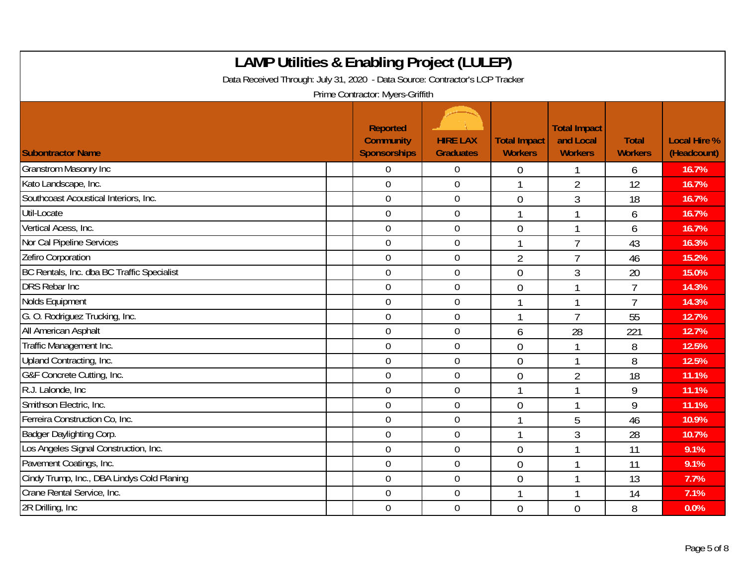# LAMP Utilities & Enabling Project (LULEP)

Data Received Through: July 31, 2020 - Data Source: Contractor's LCP Tracker

Prime Contractor: Myers-Griffith

| Subontractor Name | Reported Community Sponsorships | HIRE LAX Graduates | Total Impact Workers | Total Impact and Local Workers | Total Workers | Local Hire % (Headcount) |
|---|---|---|---|---|---|---|
| Granstrom Masonry Inc | 0 | 0 | 0 | 1 | 6 | 16.7% |
| Kato Landscape, Inc. | 0 | 0 | 1 | 2 | 12 | 16.7% |
| Southcoast Acoustical Interiors, Inc. | 0 | 0 | 0 | 3 | 18 | 16.7% |
| Util-Locate | 0 | 0 | 1 | 1 | 6 | 16.7% |
| Vertical Acess, Inc. | 0 | 0 | 0 | 1 | 6 | 16.7% |
| Nor Cal Pipeline Services | 0 | 0 | 1 | 7 | 43 | 16.3% |
| Zefiro Corporation | 0 | 0 | 2 | 7 | 46 | 15.2% |
| BC Rentals, Inc. dba BC Traffic Specialist | 0 | 0 | 0 | 3 | 20 | 15.0% |
| DRS Rebar Inc | 0 | 0 | 0 | 1 | 7 | 14.3% |
| Nolds Equipment | 0 | 0 | 1 | 1 | 7 | 14.3% |
| G. O. Rodriguez Trucking, Inc. | 0 | 0 | 1 | 7 | 55 | 12.7% |
| All American Asphalt | 0 | 0 | 6 | 28 | 221 | 12.7% |
| Traffic Management Inc. | 0 | 0 | 0 | 1 | 8 | 12.5% |
| Upland Contracting, Inc. | 0 | 0 | 0 | 1 | 8 | 12.5% |
| G&F Concrete Cutting, Inc. | 0 | 0 | 0 | 2 | 18 | 11.1% |
| R.J. Lalonde, Inc | 0 | 0 | 1 | 1 | 9 | 11.1% |
| Smithson Electric, Inc. | 0 | 0 | 0 | 1 | 9 | 11.1% |
| Ferreira Construction Co, Inc. | 0 | 0 | 1 | 5 | 46 | 10.9% |
| Badger Daylighting Corp. | 0 | 0 | 1 | 3 | 28 | 10.7% |
| Los Angeles Signal Construction, Inc. | 0 | 0 | 0 | 1 | 11 | 9.1% |
| Pavement Coatings, Inc. | 0 | 0 | 0 | 1 | 11 | 9.1% |
| Cindy Trump, Inc., DBA Lindys Cold Planing | 0 | 0 | 0 | 1 | 13 | 7.7% |
| Crane Rental Service, Inc. | 0 | 0 | 1 | 1 | 14 | 7.1% |
| 2R Drilling, Inc | 0 | 0 | 0 | 0 | 8 | 0.0% |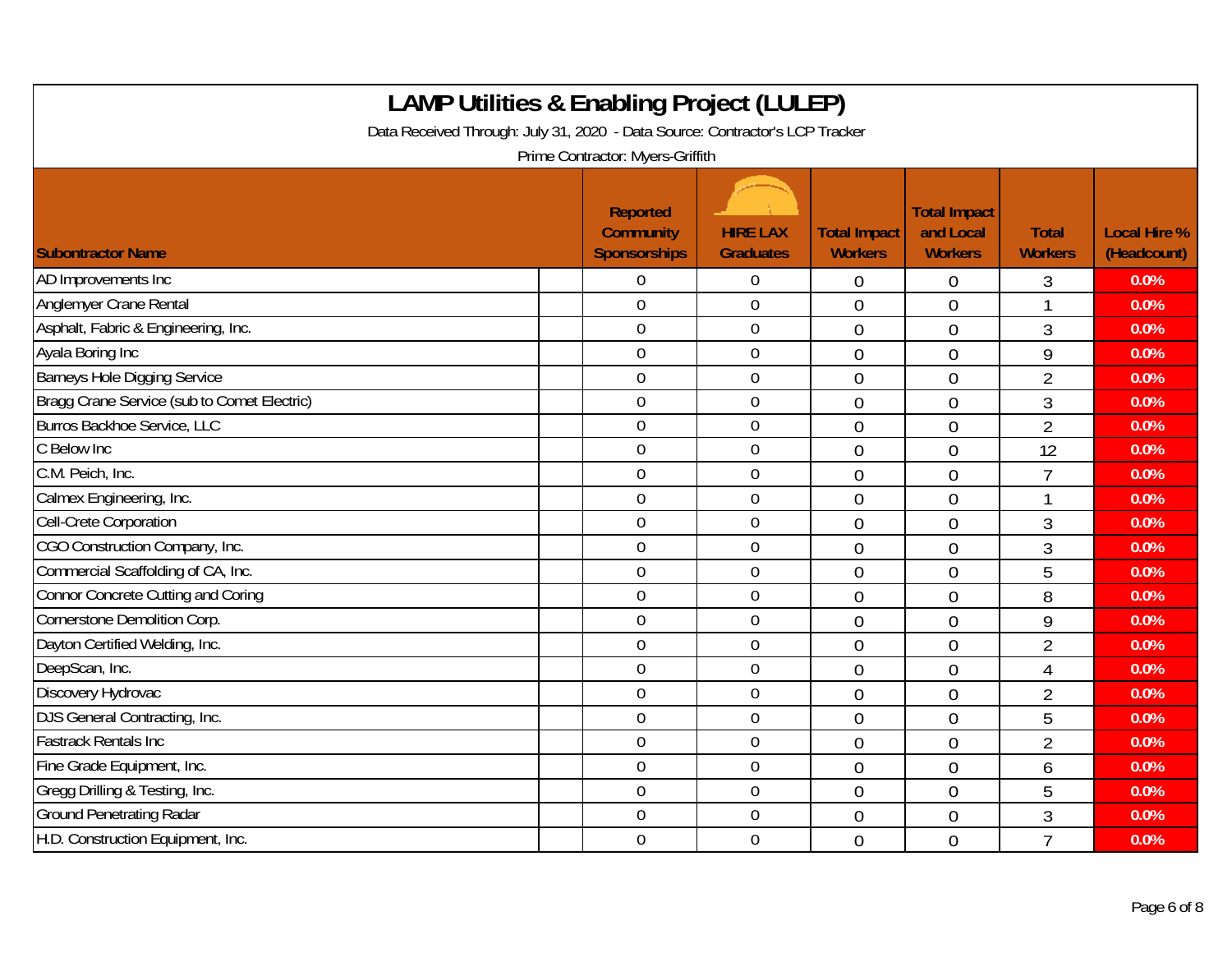# LAMP Utilities & Enabling Project (LULEP)

Data Received Through: July 31, 2020 - Data Source: Contractor's LCP Tracker

Prime Contractor: Myers-Griffith

| Subontractor Name | Reported Community Sponsorships | HIRE LAX Graduates | Total Impact Workers | Total Impact and Local Workers | Total Workers | Local Hire % (Headcount) |
|---|---|---|---|---|---|---|
| AD Improvements Inc | 0 | 0 | 0 | 0 | 3 | 0.0% |
| Anglemyer Crane Rental | 0 | 0 | 0 | 0 | 1 | 0.0% |
| Asphalt, Fabric & Engineering, Inc. | 0 | 0 | 0 | 0 | 3 | 0.0% |
| Ayala Boring Inc | 0 | 0 | 0 | 0 | 9 | 0.0% |
| Barneys Hole Digging Service | 0 | 0 | 0 | 0 | 2 | 0.0% |
| Bragg Crane Service (sub to Comet Electric) | 0 | 0 | 0 | 0 | 3 | 0.0% |
| Burros Backhoe Service, LLC | 0 | 0 | 0 | 0 | 2 | 0.0% |
| C Below Inc | 0 | 0 | 0 | 0 | 12 | 0.0% |
| C.M. Peich, Inc. | 0 | 0 | 0 | 0 | 7 | 0.0% |
| Calmex Engineering, Inc. | 0 | 0 | 0 | 0 | 1 | 0.0% |
| Cell-Crete Corporation | 0 | 0 | 0 | 0 | 3 | 0.0% |
| CGO Construction Company, Inc. | 0 | 0 | 0 | 0 | 3 | 0.0% |
| Commercial Scaffolding of CA, Inc. | 0 | 0 | 0 | 0 | 5 | 0.0% |
| Connor Concrete Cutting and Coring | 0 | 0 | 0 | 0 | 8 | 0.0% |
| Cornerstone Demolition Corp. | 0 | 0 | 0 | 0 | 9 | 0.0% |
| Dayton Certified Welding, Inc. | 0 | 0 | 0 | 0 | 2 | 0.0% |
| DeepScan, Inc. | 0 | 0 | 0 | 0 | 4 | 0.0% |
| Discovery Hydrovac | 0 | 0 | 0 | 0 | 2 | 0.0% |
| DJS General Contracting, Inc. | 0 | 0 | 0 | 0 | 5 | 0.0% |
| Fastrack Rentals Inc | 0 | 0 | 0 | 0 | 2 | 0.0% |
| Fine Grade Equipment, Inc. | 0 | 0 | 0 | 0 | 6 | 0.0% |
| Gregg Drilling & Testing, Inc. | 0 | 0 | 0 | 0 | 5 | 0.0% |
| Ground Penetrating Radar | 0 | 0 | 0 | 0 | 3 | 0.0% |
| H.D. Construction Equipment, Inc. | 0 | 0 | 0 | 0 | 7 | 0.0% |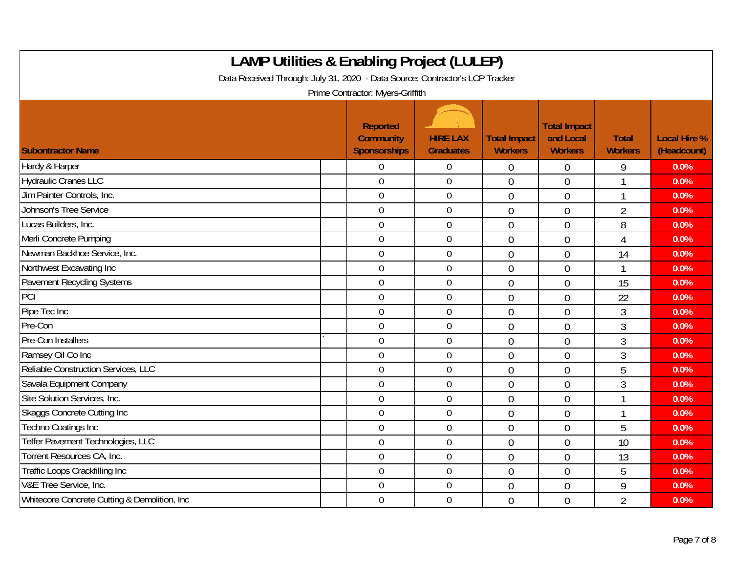# LAMP Utilities & Enabling Project (LULEP)

Data Received Through: July 31, 2020 - Data Source: Contractor's LCP Tracker

Prime Contractor: Myers-Griffith

| Subcontractor Name | Reported Community Sponsorships | HIRE LAX Graduates | Total Impact Workers | Total Impact and Local Workers | Total Workers | Local Hire % (Headcount) |
|---|---|---|---|---|---|---|
| Hardy & Harper | 0 | 0 | 0 | 0 | 9 | 0.0% |
| Hydraulic Cranes LLC | 0 | 0 | 0 | 0 | 1 | 0.0% |
| Jim Painter Controls, Inc. | 0 | 0 | 0 | 0 | 1 | 0.0% |
| Johnson's Tree Service | 0 | 0 | 0 | 0 | 2 | 0.0% |
| Lucas Builders, Inc. | 0 | 0 | 0 | 0 | 8 | 0.0% |
| Merli Concrete Pumping | 0 | 0 | 0 | 0 | 4 | 0.0% |
| Newman Backhoe Service, Inc. | 0 | 0 | 0 | 0 | 14 | 0.0% |
| Northwest Excavating Inc | 0 | 0 | 0 | 0 | 1 | 0.0% |
| Pavement Recycling Systems | 0 | 0 | 0 | 0 | 15 | 0.0% |
| PCI | 0 | 0 | 0 | 0 | 22 | 0.0% |
| Pipe Tec Inc | 0 | 0 | 0 | 0 | 3 | 0.0% |
| Pre-Con | 0 | 0 | 0 | 0 | 3 | 0.0% |
| Pre-Con Installers | 0 | 0 | 0 | 0 | 3 | 0.0% |
| Ramsey Oil Co Inc | 0 | 0 | 0 | 0 | 3 | 0.0% |
| Reliable Construction Services, LLC | 0 | 0 | 0 | 0 | 5 | 0.0% |
| Savala Equipment Company | 0 | 0 | 0 | 0 | 3 | 0.0% |
| Site Solution Services, Inc. | 0 | 0 | 0 | 0 | 1 | 0.0% |
| Skaggs Concrete Cutting Inc | 0 | 0 | 0 | 0 | 1 | 0.0% |
| Techno Coatings Inc | 0 | 0 | 0 | 0 | 5 | 0.0% |
| Telfer Pavement Technologies, LLC | 0 | 0 | 0 | 0 | 10 | 0.0% |
| Torrent Resources CA, Inc. | 0 | 0 | 0 | 0 | 13 | 0.0% |
| Traffic Loops Crackfilling Inc | 0 | 0 | 0 | 0 | 5 | 0.0% |
| V&E Tree Service, Inc. | 0 | 0 | 0 | 0 | 9 | 0.0% |
| Whitecore Concrete Cutting & Demolition, Inc | 0 | 0 | 0 | 0 | 2 | 0.0% |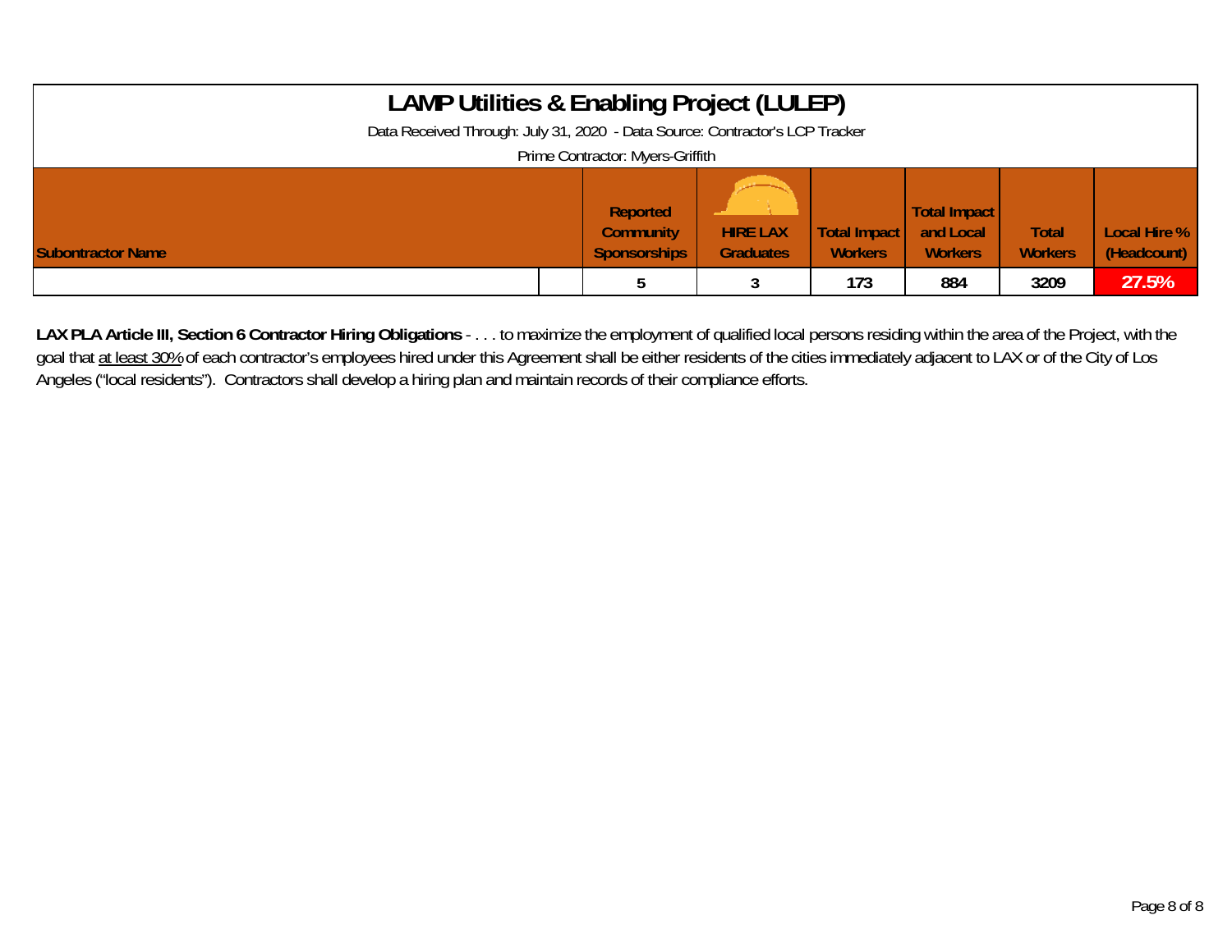# LAMP Utilities & Enabling Project (LULEP)

Data Received Through: July 31, 2020 - Data Source: Contractor's LCP Tracker

Prime Contractor: Myers-Griffith

| Subontractor Name | | Reported Community Sponsorships | HIRE LAX Graduates | Total Impact Workers | Total Impact and Local Workers | Total Workers | Local Hire % (Headcount) |
|---|---|---|---|---|---|---|---|
| | | 5 | 3 | 173 | 884 | 3209 | 27.5% |

**LAX PLA Article III, Section 6 Contractor Hiring Obligations** - . . . to maximize the employment of qualified local persons residing within the area of the Project, with the goal that at least 30% of each contractor's employees hired under this Agreement shall be either residents of the cities immediately adjacent to LAX or of the City of Los Angeles ("local residents"). Contractors shall develop a hiring plan and maintain records of their compliance efforts.